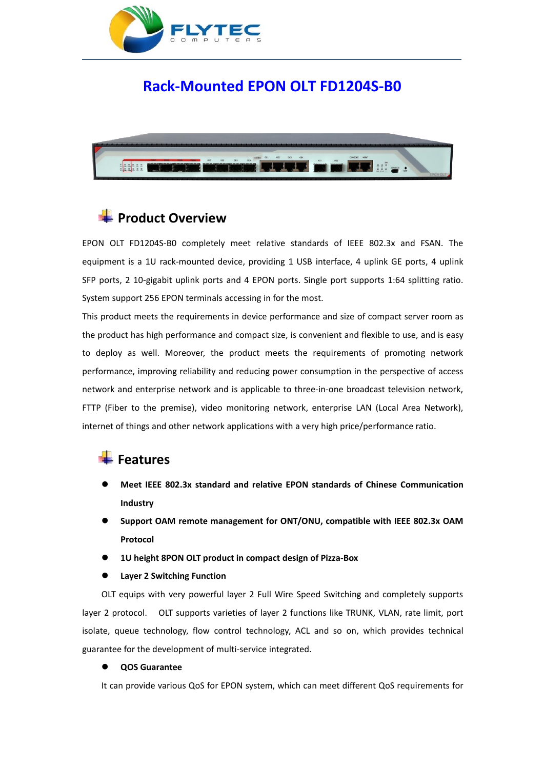# Rack-Mounted EPON OLT FD1204S-B0

## Product Overview

EPON OLT FD1204S-B0 completely meet relative standards of IEEE 802.3x and FSAN. The equipment is a 1U rack-mounted device, providing 1 USB interface, 4 uplink GE ports, 4 uplink SFP ports, 2 10-gigabit uplink ports and 4 EPON ports. Single port supports 1:64 splitting ratio. System support 256 EPON terminals accessing in for the most.

This product meets the requirements in device performance and size of compact server room as the product has high performance and compact size, is convenient and flexible to use, and is easy to deploy as well. Moreover, the product meets the requirements of promoting network performance, improving reliability and reducing power consumption in the perspective of access network and enterprise network and is applicable to three-in-one broadcast television network, FTTP (Fiber to the premise), video monitoring network, enterprise LAN (Local Area Network), internet of things and other network applications with a very high price/performance ratio.

## Features

- **Meet IEEE 802.3x standard and relative EPON standards of Chinese Communication Industry**
- **Support OAM remote management for ONT/ONU, compatible with IEEE 802.3x OAM Protocol**
- **1U height 8PON OLT product in compact design of Pizza-Box**
- **Layer 2 Switching Function**

OLT equips with very powerful layer 2 Full Wire Speed Switching and completely supports layer 2 protocol. OLT supports varieties of layer 2 functions like TRUNK, VLAN, rate limit, port isolate, queue technology, flow control technology, ACL and so on, which provides technical guarantee for the development of multi-service integrated.

- **QOS Guarantee**

It can provide various QoS for EPON system, which can meet different QoS requirements for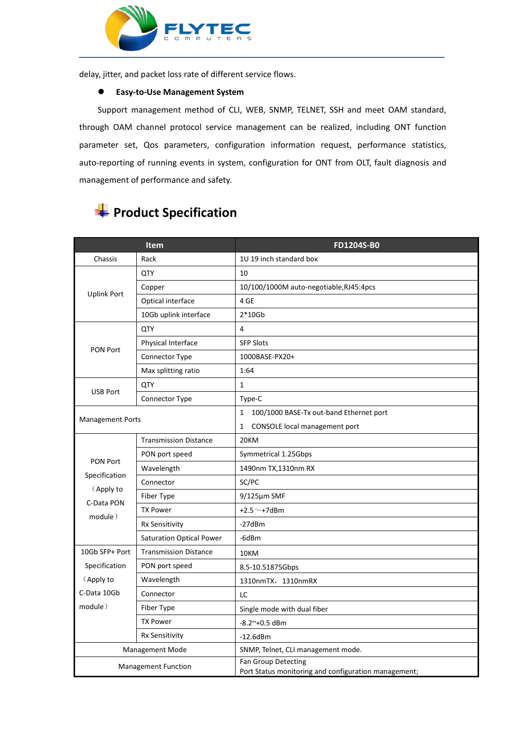delay, jitter, and packet loss rate of different service flows.

- **Easy-to-Use Management System**

Support management method of CLI, WEB, SNMP, TELNET, SSH and meet OAM standard, through OAM channel protocol service management can be realized, including ONT function parameter set, Qos parameters, configuration information request, performance statistics, auto-reporting of running events in system, configuration for ONT from OLT, fault diagnosis and management of performance and safety.

## Product Specification

| Item | | FD1204S-B0 |
|---|---|---|
| Chassis | Rack | 1U 19 inch standard box |
| Uplink Port | QTY | 10 |
| | Copper | 10/100/1000M auto-negotiable,RJ45:4pcs |
| | Optical interface | 4 GE |
| | 10Gb uplink interface | 2*10Gb |
| PON Port | QTY | 4 |
| | Physical Interface | SFP Slots |
| | Connector Type | 1000BASE-PX20+ |
| | Max splitting ratio | 1:64 |
| USB Port | QTY | 1 |
| | Connector Type | Type-C |
| Management Ports | | 1 100/1000 BASE-Tx out-band Ethernet port |
| | | 1 CONSOLE local management port |
| PON Port Specification （Apply to C-Data PON module） | Transmission Distance | 20KM |
| | PON port speed | Symmetrical 1.25Gbps |
| | Wavelength | 1490nm TX,1310nm RX |
| | Connector | SC/PC |
| | Fiber Type | 9/125μm SMF |
| | TX Power | +2.5～+7dBm |
| | Rx Sensitivity | -27dBm |
| | Saturation Optical Power | -6dBm |
| 10Gb SFP+ Port Specification （Apply to C-Data 10Gb module） | Transmission Distance | 10KM |
| | PON port speed | 8.5-10.51875Gbps |
| | Wavelength | 1310nmTX，1310nmRX |
| | Connector | LC |
| | Fiber Type | Single mode with dual fiber |
| | TX Power | -8.2~+0.5 dBm |
| | Rx Sensitivity | -12.6dBm |
| Management Mode | | SNMP, Telnet, CLI management mode. |
| Management Function | | Fan Group Detecting<br>Port Status monitoring and configuration management; |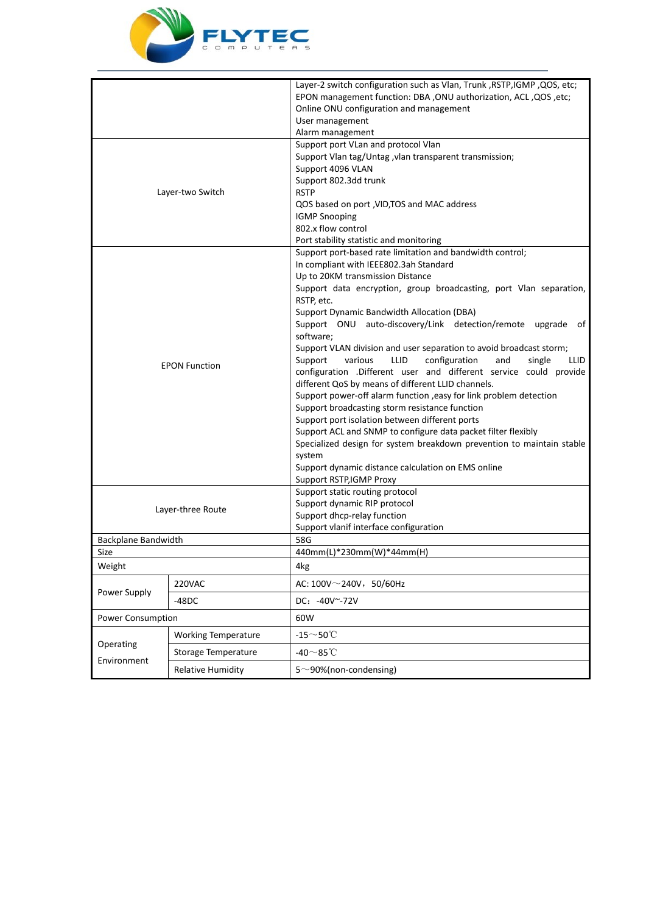| | | |
|---|---|---|
| | | Layer-2 switch configuration such as Vlan, Trunk ,RSTP,IGMP ,QOS, etc;<br>EPON management function: DBA ,ONU authorization, ACL ,QOS ,etc;<br>Online ONU configuration and management<br>User management<br>Alarm management |
| Layer-two Switch | | Support port VLan and protocol Vlan<br>Support Vlan tag/Untag ,vlan transparent transmission;<br>Support 4096 VLAN<br>Support 802.3dd trunk<br>RSTP<br>QOS based on port ,VID,TOS and MAC address<br>IGMP Snooping<br>802.x flow control<br>Port stability statistic and monitoring |
| EPON Function | | Support port-based rate limitation and bandwidth control;<br>In compliant with IEEE802.3ah Standard<br>Up to 20KM transmission Distance<br>Support data encryption, group broadcasting, port Vlan separation, RSTP, etc.<br>Support Dynamic Bandwidth Allocation (DBA)<br>Support ONU auto-discovery/Link detection/remote upgrade of software;<br>Support VLAN division and user separation to avoid broadcast storm;<br>Support various LLID configuration and single LLID configuration .Different user and different service could provide different QoS by means of different LLID channels.<br>Support power-off alarm function ,easy for link problem detection<br>Support broadcasting storm resistance function<br>Support port isolation between different ports<br>Support ACL and SNMP to configure data packet filter flexibly<br>Specialized design for system breakdown prevention to maintain stable system<br>Support dynamic distance calculation on EMS online<br>Support RSTP,IGMP Proxy |
| Layer-three Route | | Support static routing protocol<br>Support dynamic RIP protocol<br>Support dhcp-relay function<br>Support vlanif interface configuration |
| Backplane Bandwidth | | 58G |
| Size | | 440mm(L)*230mm(W)*44mm(H) |
| Weight | | 4kg |
| Power Supply | 220VAC | AC: 100V～240V，50/60Hz |
| | -48DC | DC：-40V~-72V |
| Power Consumption | | 60W |
| Operating Environment | Working Temperature | -15～50℃ |
| | Storage Temperature | -40～85℃ |
| | Relative Humidity | 5～90%(non-condensing) |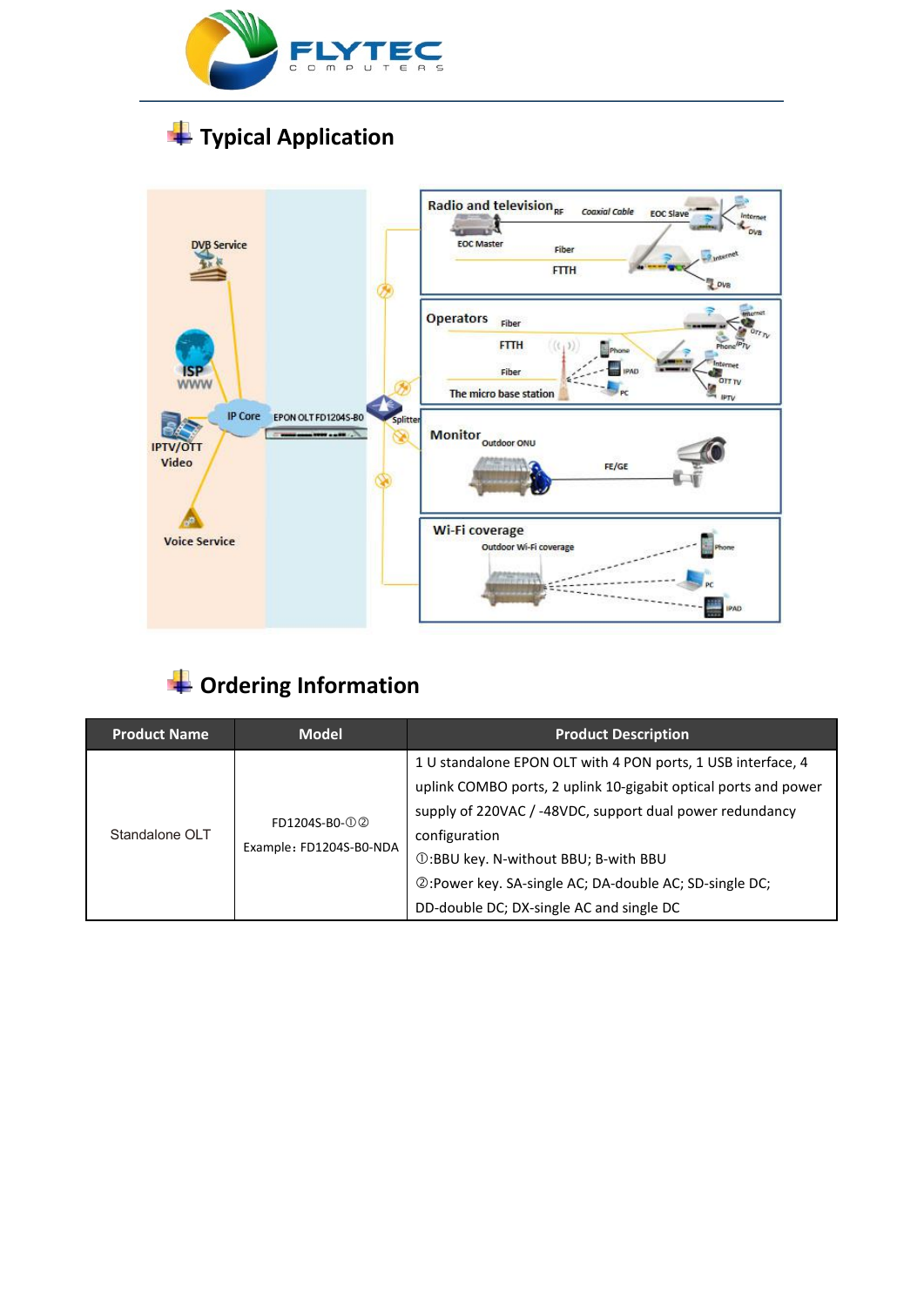## Typical Application

DVB Service

ISP
WWW

IPTV/OTT
Video

Voice Service

IP Core

EPON OLT FD1204S-B0

Splitter

Radio and television RF Coaxial Cable EOC Slave Internet DVB
EOC Master
Fiber
FTTH
Internet
DVB

Operators Fiber Internet OTT TV
FTTH Phone Phone IPTV
Fiber IPAD Internet
The micro base station PC OTT TV
IPTV

Monitor Outdoor ONU
FE/GE

Wi-Fi coverage
Outdoor Wi-Fi coverage
Phone
PC
IPAD

## Ordering Information

| Product Name | Model | Product Description |
|---|---|---|
| Standalone OLT | FD1204S-B0-①②<br>Example：FD1204S-B0-NDA | 1 U standalone EPON OLT with 4 PON ports, 1 USB interface, 4 uplink COMBO ports, 2 uplink 10-gigabit optical ports and power supply of 220VAC / -48VDC, support dual power redundancy configuration<br>①:BBU key. N-without BBU; B-with BBU<br>②:Power key. SA-single AC; DA-double AC; SD-single DC; DD-double DC; DX-single AC and single DC |